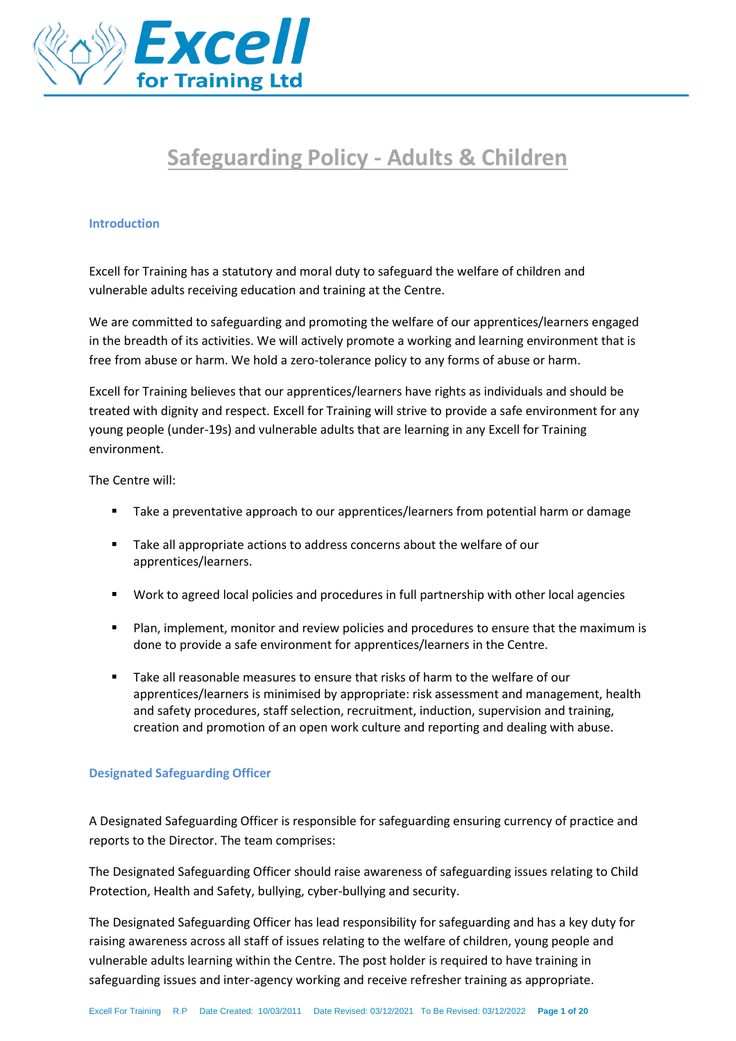# Safeguarding Policy - Adults & Children

## Introduction

Excell for Training has a statutory and moral duty to safeguard the welfare of children and vulnerable adults receiving education and training at the Centre.

We are committed to safeguarding and promoting the welfare of our apprentices/learners engaged in the breadth of its activities. We will actively promote a working and learning environment that is free from abuse or harm. We hold a zero-tolerance policy to any forms of abuse or harm.

Excell for Training believes that our apprentices/learners have rights as individuals and should be treated with dignity and respect. Excell for Training will strive to provide a safe environment for any young people (under-19s) and vulnerable adults that are learning in any Excell for Training environment.

The Centre will:

- Take a preventative approach to our apprentices/learners from potential harm or damage
- Take all appropriate actions to address concerns about the welfare of our apprentices/learners.
- Work to agreed local policies and procedures in full partnership with other local agencies
- Plan, implement, monitor and review policies and procedures to ensure that the maximum is done to provide a safe environment for apprentices/learners in the Centre.
- Take all reasonable measures to ensure that risks of harm to the welfare of our apprentices/learners is minimised by appropriate: risk assessment and management, health and safety procedures, staff selection, recruitment, induction, supervision and training, creation and promotion of an open work culture and reporting and dealing with abuse.

## Designated Safeguarding Officer

A Designated Safeguarding Officer is responsible for safeguarding ensuring currency of practice and reports to the Director. The team comprises:

The Designated Safeguarding Officer should raise awareness of safeguarding issues relating to Child Protection, Health and Safety, bullying, cyber-bullying and security.

The Designated Safeguarding Officer has lead responsibility for safeguarding and has a key duty for raising awareness across all staff of issues relating to the welfare of children, young people and vulnerable adults learning within the Centre. The post holder is required to have training in safeguarding issues and inter-agency working and receive refresher training as appropriate.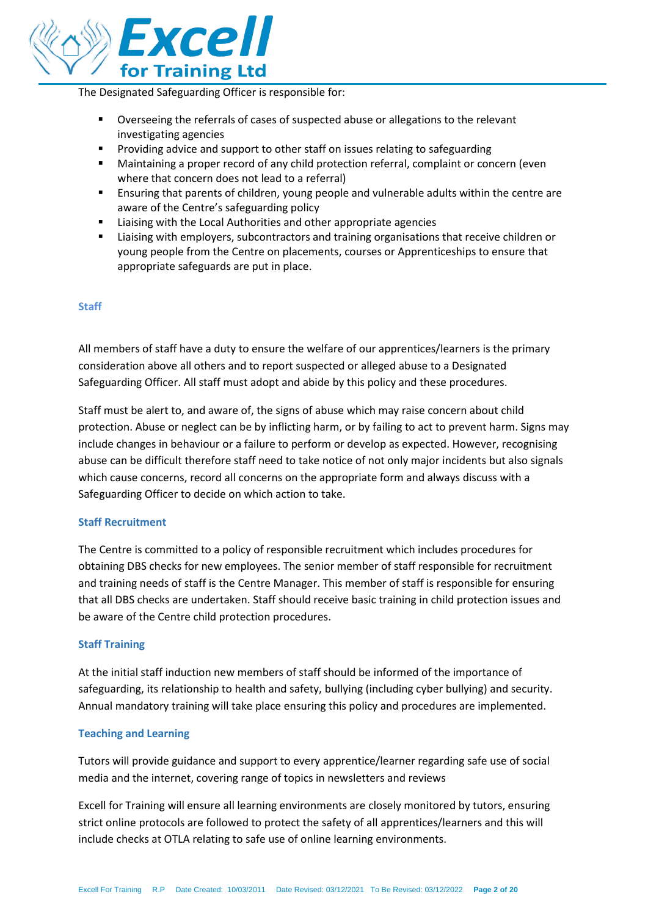The Designated Safeguarding Officer is responsible for:

- Overseeing the referrals of cases of suspected abuse or allegations to the relevant investigating agencies
- Providing advice and support to other staff on issues relating to safeguarding
- Maintaining a proper record of any child protection referral, complaint or concern (even where that concern does not lead to a referral)
- Ensuring that parents of children, young people and vulnerable adults within the centre are aware of the Centre's safeguarding policy
- Liaising with the Local Authorities and other appropriate agencies
- Liaising with employers, subcontractors and training organisations that receive children or young people from the Centre on placements, courses or Apprenticeships to ensure that appropriate safeguards are put in place.

### Staff

All members of staff have a duty to ensure the welfare of our apprentices/learners is the primary consideration above all others and to report suspected or alleged abuse to a Designated Safeguarding Officer. All staff must adopt and abide by this policy and these procedures.

Staff must be alert to, and aware of, the signs of abuse which may raise concern about child protection. Abuse or neglect can be by inflicting harm, or by failing to act to prevent harm. Signs may include changes in behaviour or a failure to perform or develop as expected. However, recognising abuse can be difficult therefore staff need to take notice of not only major incidents but also signals which cause concerns, record all concerns on the appropriate form and always discuss with a Safeguarding Officer to decide on which action to take.

### Staff Recruitment

The Centre is committed to a policy of responsible recruitment which includes procedures for obtaining DBS checks for new employees. The senior member of staff responsible for recruitment and training needs of staff is the Centre Manager. This member of staff is responsible for ensuring that all DBS checks are undertaken. Staff should receive basic training in child protection issues and be aware of the Centre child protection procedures.

### Staff Training

At the initial staff induction new members of staff should be informed of the importance of safeguarding, its relationship to health and safety, bullying (including cyber bullying) and security. Annual mandatory training will take place ensuring this policy and procedures are implemented.

### Teaching and Learning

Tutors will provide guidance and support to every apprentice/learner regarding safe use of social media and the internet, covering range of topics in newsletters and reviews

Excell for Training will ensure all learning environments are closely monitored by tutors, ensuring strict online protocols are followed to protect the safety of all apprentices/learners and this will include checks at OTLA relating to safe use of online learning environments.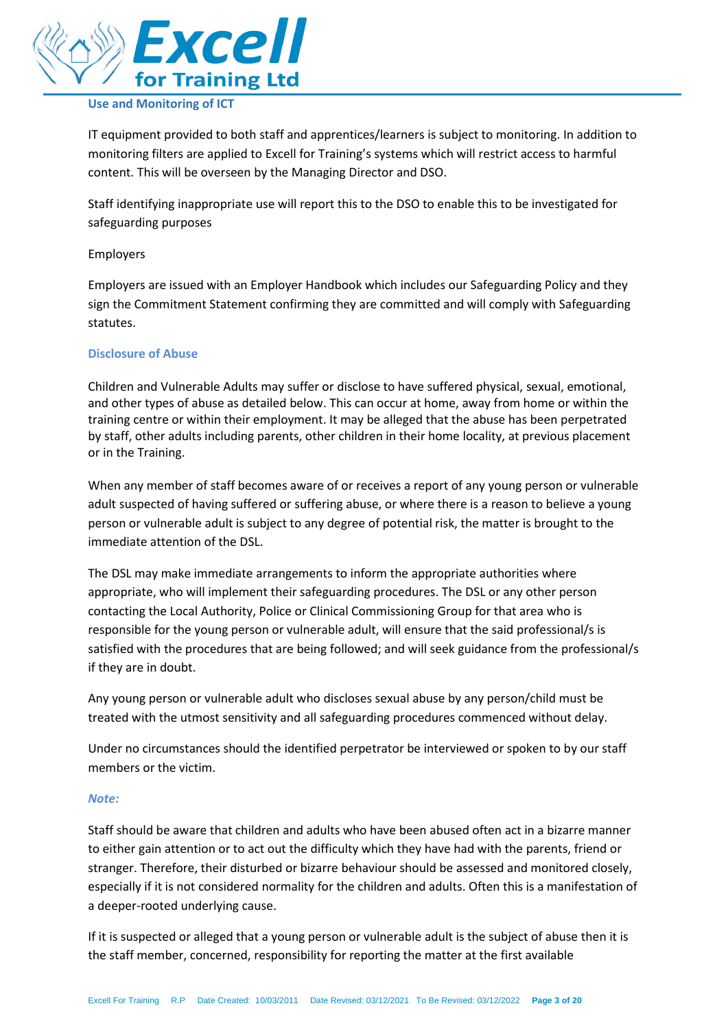## Use and Monitoring of ICT

IT equipment provided to both staff and apprentices/learners is subject to monitoring. In addition to monitoring filters are applied to Excell for Training's systems which will restrict access to harmful content. This will be overseen by the Managing Director and DSO.

Staff identifying inappropriate use will report this to the DSO to enable this to be investigated for safeguarding purposes

Employers

Employers are issued with an Employer Handbook which includes our Safeguarding Policy and they sign the Commitment Statement confirming they are committed and will comply with Safeguarding statutes.

## Disclosure of Abuse

Children and Vulnerable Adults may suffer or disclose to have suffered physical, sexual, emotional, and other types of abuse as detailed below. This can occur at home, away from home or within the training centre or within their employment. It may be alleged that the abuse has been perpetrated by staff, other adults including parents, other children in their home locality, at previous placement or in the Training.

When any member of staff becomes aware of or receives a report of any young person or vulnerable adult suspected of having suffered or suffering abuse, or where there is a reason to believe a young person or vulnerable adult is subject to any degree of potential risk, the matter is brought to the immediate attention of the DSL.

The DSL may make immediate arrangements to inform the appropriate authorities where appropriate, who will implement their safeguarding procedures. The DSL or any other person contacting the Local Authority, Police or Clinical Commissioning Group for that area who is responsible for the young person or vulnerable adult, will ensure that the said professional/s is satisfied with the procedures that are being followed; and will seek guidance from the professional/s if they are in doubt.

Any young person or vulnerable adult who discloses sexual abuse by any person/child must be treated with the utmost sensitivity and all safeguarding procedures commenced without delay.

Under no circumstances should the identified perpetrator be interviewed or spoken to by our staff members or the victim.

***Note:***

Staff should be aware that children and adults who have been abused often act in a bizarre manner to either gain attention or to act out the difficulty which they have had with the parents, friend or stranger. Therefore, their disturbed or bizarre behaviour should be assessed and monitored closely, especially if it is not considered normality for the children and adults. Often this is a manifestation of a deeper-rooted underlying cause.

If it is suspected or alleged that a young person or vulnerable adult is the subject of abuse then it is the staff member, concerned, responsibility for reporting the matter at the first available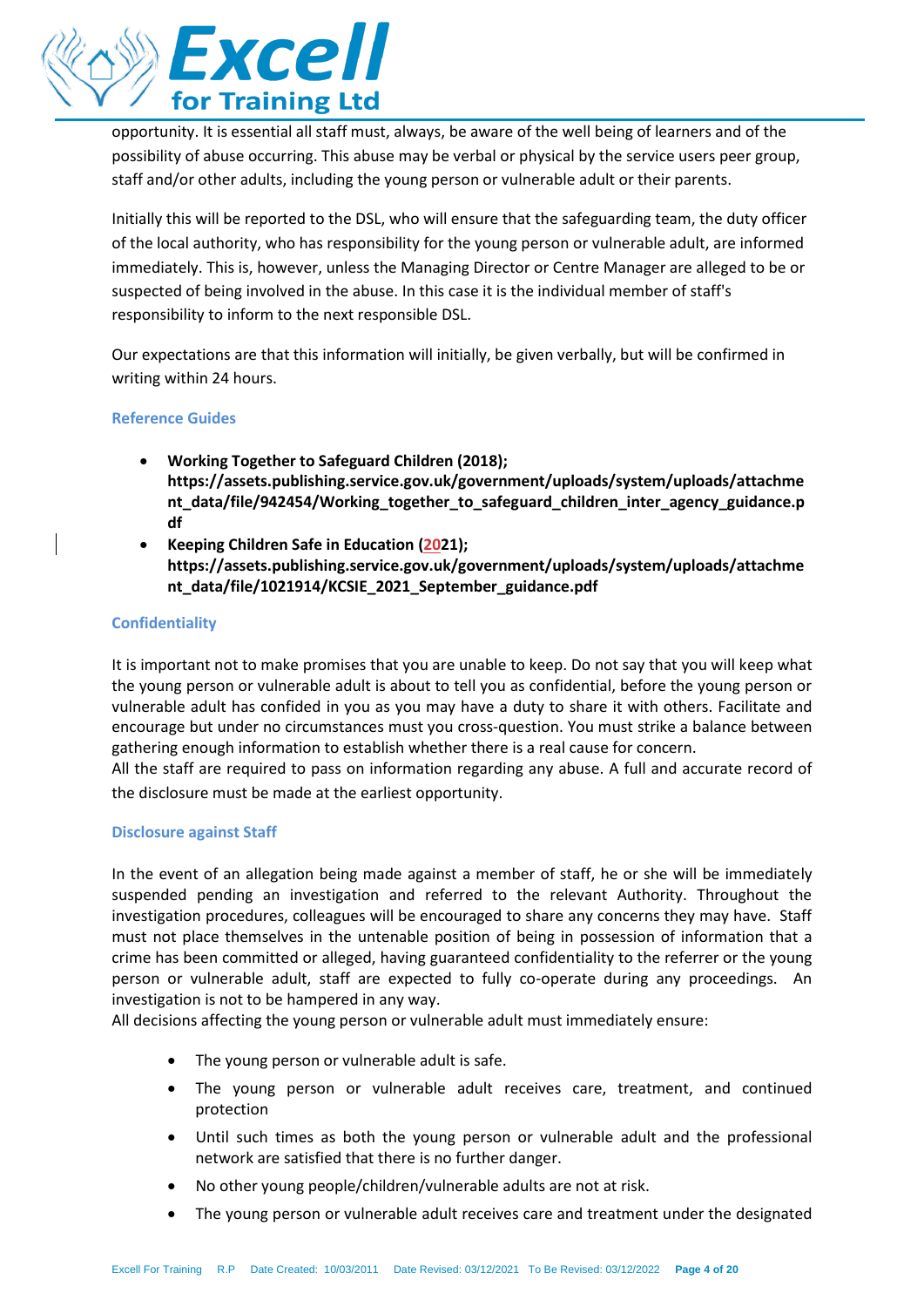opportunity. It is essential all staff must, always, be aware of the well being of learners and of the possibility of abuse occurring. This abuse may be verbal or physical by the service users peer group, staff and/or other adults, including the young person or vulnerable adult or their parents.

Initially this will be reported to the DSL, who will ensure that the safeguarding team, the duty officer of the local authority, who has responsibility for the young person or vulnerable adult, are informed immediately. This is, however, unless the Managing Director or Centre Manager are alleged to be or suspected of being involved in the abuse. In this case it is the individual member of staff's responsibility to inform to the next responsible DSL.

Our expectations are that this information will initially, be given verbally, but will be confirmed in writing within 24 hours.

### Reference Guides

- **Working Together to Safeguard Children (2018); https://assets.publishing.service.gov.uk/government/uploads/system/uploads/attachment_data/file/942454/Working_together_to_safeguard_children_inter_agency_guidance.pdf**
- **Keeping Children Safe in Education (2021); https://assets.publishing.service.gov.uk/government/uploads/system/uploads/attachment_data/file/1021914/KCSIE_2021_September_guidance.pdf**

### Confidentiality

It is important not to make promises that you are unable to keep. Do not say that you will keep what the young person or vulnerable adult is about to tell you as confidential, before the young person or vulnerable adult has confided in you as you may have a duty to share it with others. Facilitate and encourage but under no circumstances must you cross-question. You must strike a balance between gathering enough information to establish whether there is a real cause for concern.
All the staff are required to pass on information regarding any abuse. A full and accurate record of the disclosure must be made at the earliest opportunity.

### Disclosure against Staff

In the event of an allegation being made against a member of staff, he or she will be immediately suspended pending an investigation and referred to the relevant Authority. Throughout the investigation procedures, colleagues will be encouraged to share any concerns they may have. Staff must not place themselves in the untenable position of being in possession of information that a crime has been committed or alleged, having guaranteed confidentiality to the referrer or the young person or vulnerable adult, staff are expected to fully co-operate during any proceedings. An investigation is not to be hampered in any way.
All decisions affecting the young person or vulnerable adult must immediately ensure:

- The young person or vulnerable adult is safe.
- The young person or vulnerable adult receives care, treatment, and continued protection
- Until such times as both the young person or vulnerable adult and the professional network are satisfied that there is no further danger.
- No other young people/children/vulnerable adults are not at risk.
- The young person or vulnerable adult receives care and treatment under the designated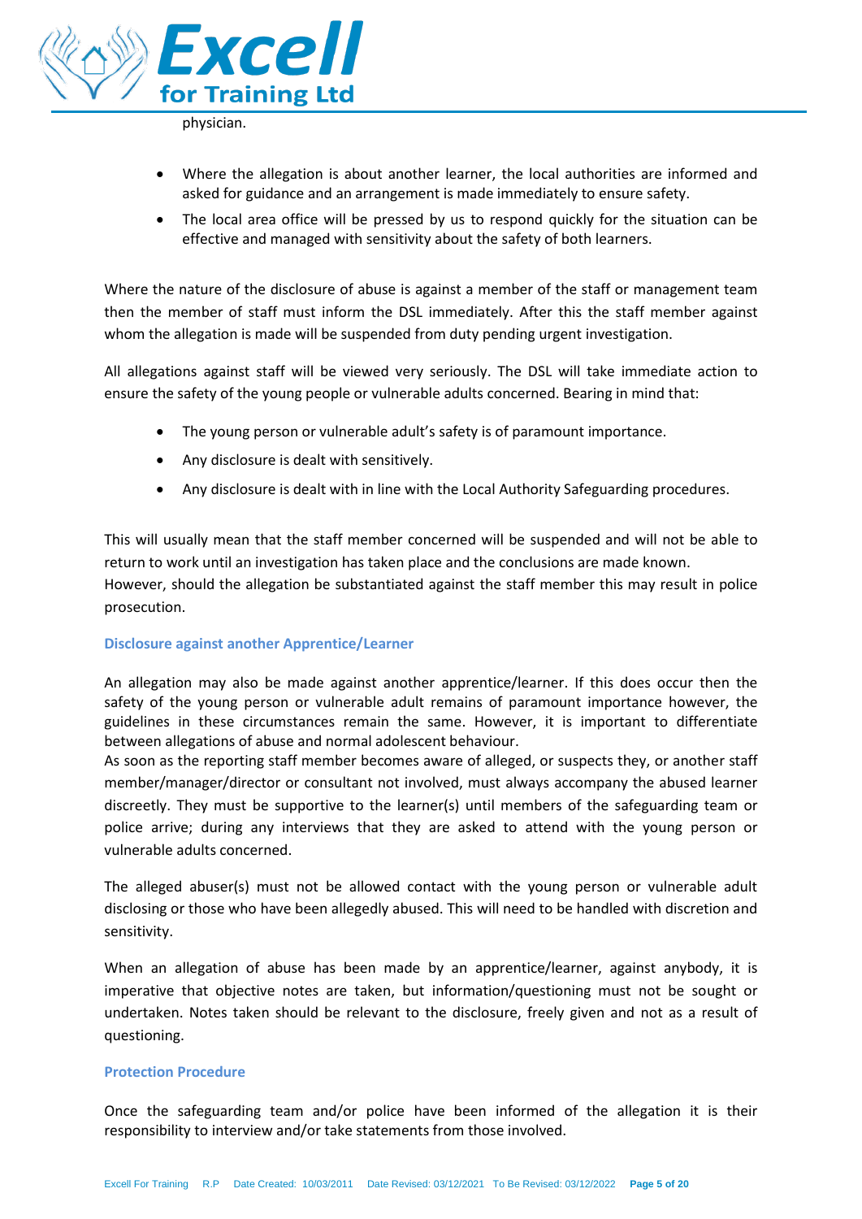physician.

- Where the allegation is about another learner, the local authorities are informed and asked for guidance and an arrangement is made immediately to ensure safety.
- The local area office will be pressed by us to respond quickly for the situation can be effective and managed with sensitivity about the safety of both learners.

Where the nature of the disclosure of abuse is against a member of the staff or management team then the member of staff must inform the DSL immediately. After this the staff member against whom the allegation is made will be suspended from duty pending urgent investigation.

All allegations against staff will be viewed very seriously. The DSL will take immediate action to ensure the safety of the young people or vulnerable adults concerned. Bearing in mind that:

- The young person or vulnerable adult's safety is of paramount importance.
- Any disclosure is dealt with sensitively.
- Any disclosure is dealt with in line with the Local Authority Safeguarding procedures.

This will usually mean that the staff member concerned will be suspended and will not be able to return to work until an investigation has taken place and the conclusions are made known.
However, should the allegation be substantiated against the staff member this may result in police prosecution.

### Disclosure against another Apprentice/Learner

An allegation may also be made against another apprentice/learner. If this does occur then the safety of the young person or vulnerable adult remains of paramount importance however, the guidelines in these circumstances remain the same. However, it is important to differentiate between allegations of abuse and normal adolescent behaviour.
As soon as the reporting staff member becomes aware of alleged, or suspects they, or another staff member/manager/director or consultant not involved, must always accompany the abused learner discreetly. They must be supportive to the learner(s) until members of the safeguarding team or police arrive; during any interviews that they are asked to attend with the young person or vulnerable adults concerned.

The alleged abuser(s) must not be allowed contact with the young person or vulnerable adult disclosing or those who have been allegedly abused. This will need to be handled with discretion and sensitivity.

When an allegation of abuse has been made by an apprentice/learner, against anybody, it is imperative that objective notes are taken, but information/questioning must not be sought or undertaken. Notes taken should be relevant to the disclosure, freely given and not as a result of questioning.

### Protection Procedure

Once the safeguarding team and/or police have been informed of the allegation it is their responsibility to interview and/or take statements from those involved.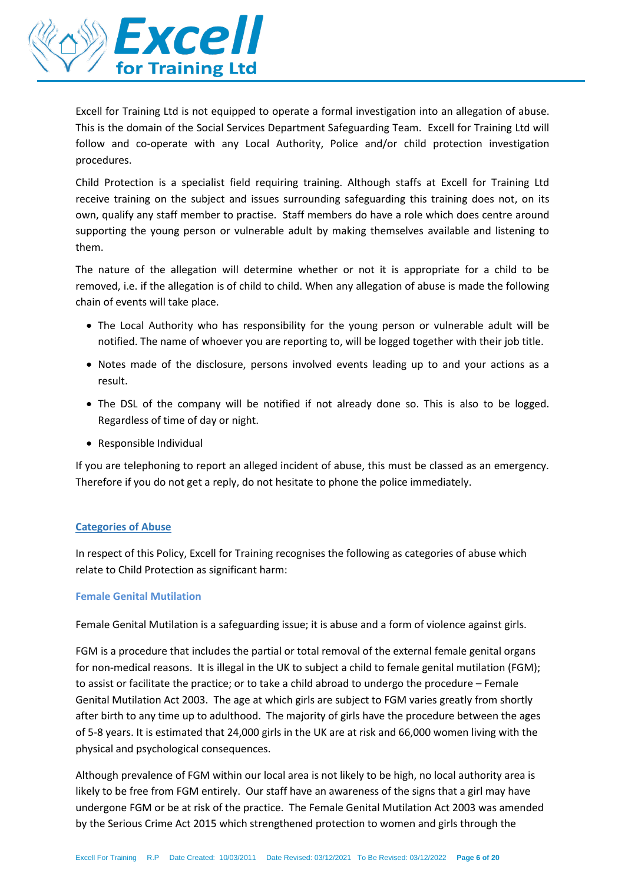Excell for Training Ltd is not equipped to operate a formal investigation into an allegation of abuse. This is the domain of the Social Services Department Safeguarding Team. Excell for Training Ltd will follow and co-operate with any Local Authority, Police and/or child protection investigation procedures.

Child Protection is a specialist field requiring training. Although staffs at Excell for Training Ltd receive training on the subject and issues surrounding safeguarding this training does not, on its own, qualify any staff member to practise. Staff members do have a role which does centre around supporting the young person or vulnerable adult by making themselves available and listening to them.

The nature of the allegation will determine whether or not it is appropriate for a child to be removed, i.e. if the allegation is of child to child. When any allegation of abuse is made the following chain of events will take place.

- The Local Authority who has responsibility for the young person or vulnerable adult will be notified. The name of whoever you are reporting to, will be logged together with their job title.
- Notes made of the disclosure, persons involved events leading up to and your actions as a result.
- The DSL of the company will be notified if not already done so. This is also to be logged. Regardless of time of day or night.
- Responsible Individual

If you are telephoning to report an alleged incident of abuse, this must be classed as an emergency. Therefore if you do not get a reply, do not hesitate to phone the police immediately.

## Categories of Abuse

In respect of this Policy, Excell for Training recognises the following as categories of abuse which relate to Child Protection as significant harm:

### Female Genital Mutilation

Female Genital Mutilation is a safeguarding issue; it is abuse and a form of violence against girls.

FGM is a procedure that includes the partial or total removal of the external female genital organs for non-medical reasons. It is illegal in the UK to subject a child to female genital mutilation (FGM); to assist or facilitate the practice; or to take a child abroad to undergo the procedure – Female Genital Mutilation Act 2003. The age at which girls are subject to FGM varies greatly from shortly after birth to any time up to adulthood. The majority of girls have the procedure between the ages of 5-8 years. It is estimated that 24,000 girls in the UK are at risk and 66,000 women living with the physical and psychological consequences.

Although prevalence of FGM within our local area is not likely to be high, no local authority area is likely to be free from FGM entirely. Our staff have an awareness of the signs that a girl may have undergone FGM or be at risk of the practice. The Female Genital Mutilation Act 2003 was amended by the Serious Crime Act 2015 which strengthened protection to women and girls through the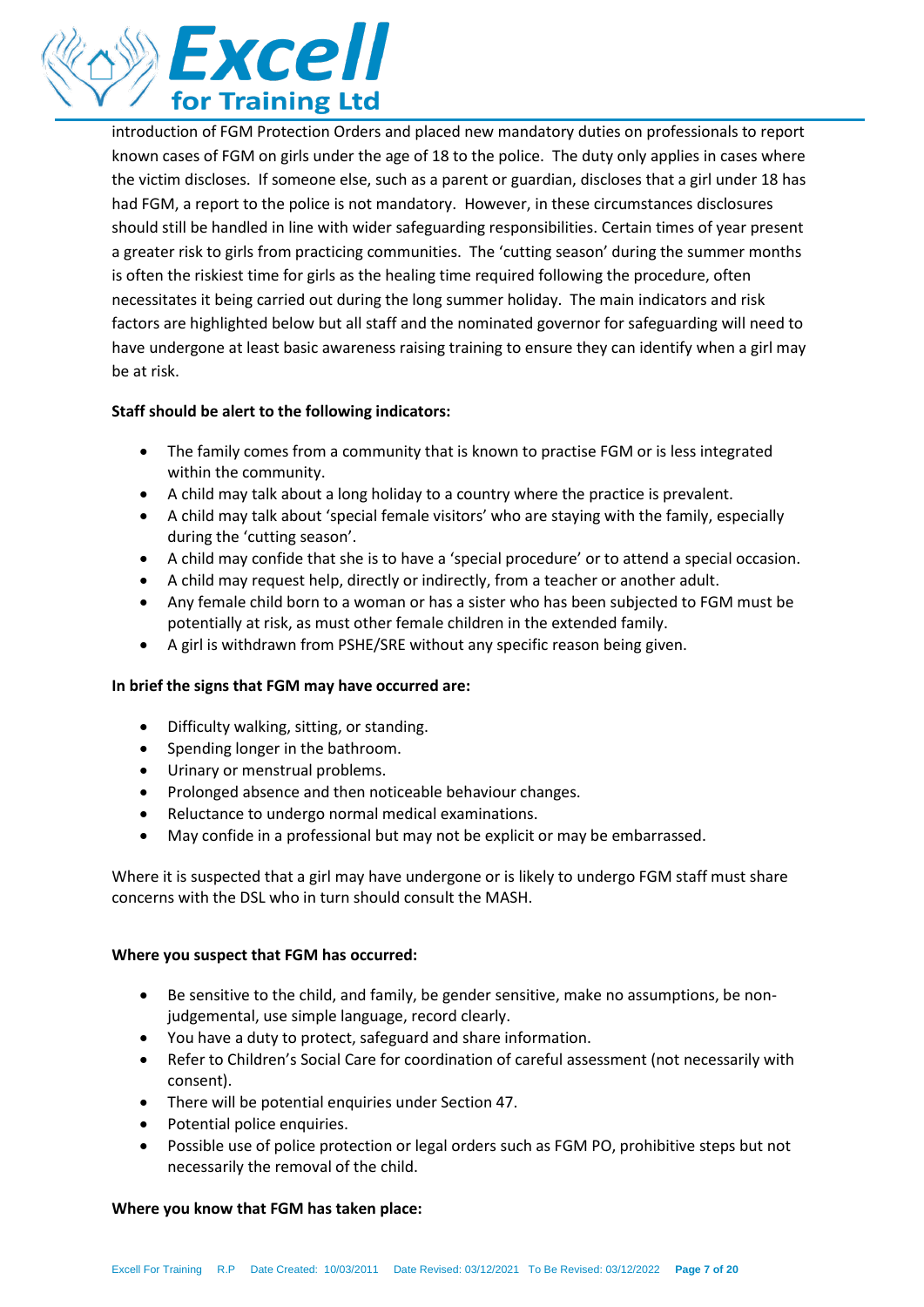introduction of FGM Protection Orders and placed new mandatory duties on professionals to report known cases of FGM on girls under the age of 18 to the police. The duty only applies in cases where the victim discloses. If someone else, such as a parent or guardian, discloses that a girl under 18 has had FGM, a report to the police is not mandatory. However, in these circumstances disclosures should still be handled in line with wider safeguarding responsibilities. Certain times of year present a greater risk to girls from practicing communities. The 'cutting season' during the summer months is often the riskiest time for girls as the healing time required following the procedure, often necessitates it being carried out during the long summer holiday. The main indicators and risk factors are highlighted below but all staff and the nominated governor for safeguarding will need to have undergone at least basic awareness raising training to ensure they can identify when a girl may be at risk.

**Staff should be alert to the following indicators:**

- The family comes from a community that is known to practise FGM or is less integrated within the community.
- A child may talk about a long holiday to a country where the practice is prevalent.
- A child may talk about 'special female visitors' who are staying with the family, especially during the 'cutting season'.
- A child may confide that she is to have a 'special procedure' or to attend a special occasion.
- A child may request help, directly or indirectly, from a teacher or another adult.
- Any female child born to a woman or has a sister who has been subjected to FGM must be potentially at risk, as must other female children in the extended family.
- A girl is withdrawn from PSHE/SRE without any specific reason being given.

**In brief the signs that FGM may have occurred are:**

- Difficulty walking, sitting, or standing.
- Spending longer in the bathroom.
- Urinary or menstrual problems.
- Prolonged absence and then noticeable behaviour changes.
- Reluctance to undergo normal medical examinations.
- May confide in a professional but may not be explicit or may be embarrassed.

Where it is suspected that a girl may have undergone or is likely to undergo FGM staff must share concerns with the DSL who in turn should consult the MASH.

**Where you suspect that FGM has occurred:**

- Be sensitive to the child, and family, be gender sensitive, make no assumptions, be non-judgemental, use simple language, record clearly.
- You have a duty to protect, safeguard and share information.
- Refer to Children's Social Care for coordination of careful assessment (not necessarily with consent).
- There will be potential enquiries under Section 47.
- Potential police enquiries.
- Possible use of police protection or legal orders such as FGM PO, prohibitive steps but not necessarily the removal of the child.

**Where you know that FGM has taken place:**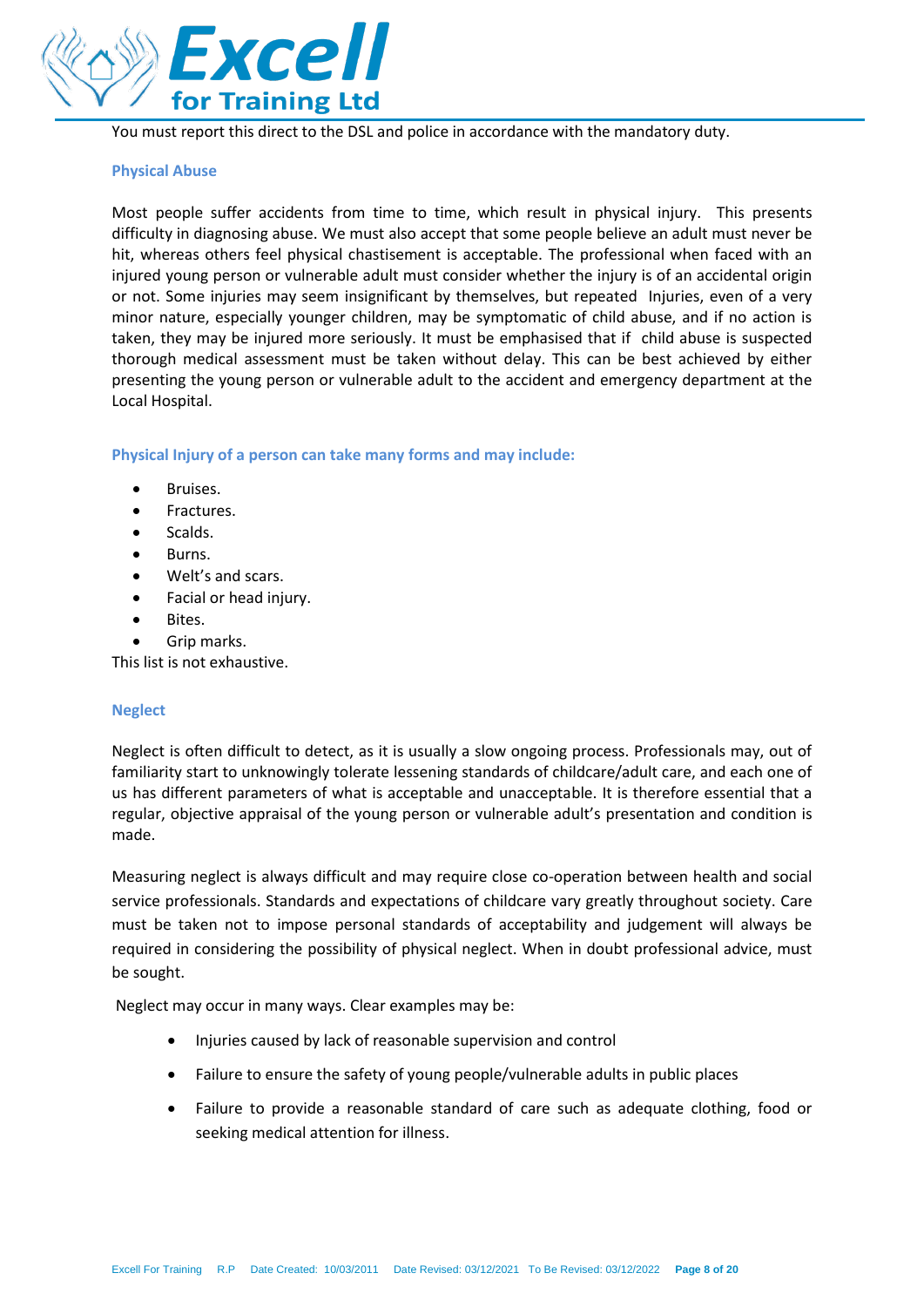You must report this direct to the DSL and police in accordance with the mandatory duty.

### Physical Abuse

Most people suffer accidents from time to time, which result in physical injury. This presents difficulty in diagnosing abuse. We must also accept that some people believe an adult must never be hit, whereas others feel physical chastisement is acceptable. The professional when faced with an injured young person or vulnerable adult must consider whether the injury is of an accidental origin or not. Some injuries may seem insignificant by themselves, but repeated Injuries, even of a very minor nature, especially younger children, may be symptomatic of child abuse, and if no action is taken, they may be injured more seriously. It must be emphasised that if child abuse is suspected thorough medical assessment must be taken without delay. This can be best achieved by either presenting the young person or vulnerable adult to the accident and emergency department at the Local Hospital.

### Physical Injury of a person can take many forms and may include:

- Bruises.
- Fractures.
- Scalds.
- Burns.
- Welt's and scars.
- Facial or head injury.
- Bites.
- Grip marks.

This list is not exhaustive.

### Neglect

Neglect is often difficult to detect, as it is usually a slow ongoing process. Professionals may, out of familiarity start to unknowingly tolerate lessening standards of childcare/adult care, and each one of us has different parameters of what is acceptable and unacceptable. It is therefore essential that a regular, objective appraisal of the young person or vulnerable adult's presentation and condition is made.

Measuring neglect is always difficult and may require close co-operation between health and social service professionals. Standards and expectations of childcare vary greatly throughout society. Care must be taken not to impose personal standards of acceptability and judgement will always be required in considering the possibility of physical neglect. When in doubt professional advice, must be sought.

Neglect may occur in many ways. Clear examples may be:

- Injuries caused by lack of reasonable supervision and control
- Failure to ensure the safety of young people/vulnerable adults in public places
- Failure to provide a reasonable standard of care such as adequate clothing, food or seeking medical attention for illness.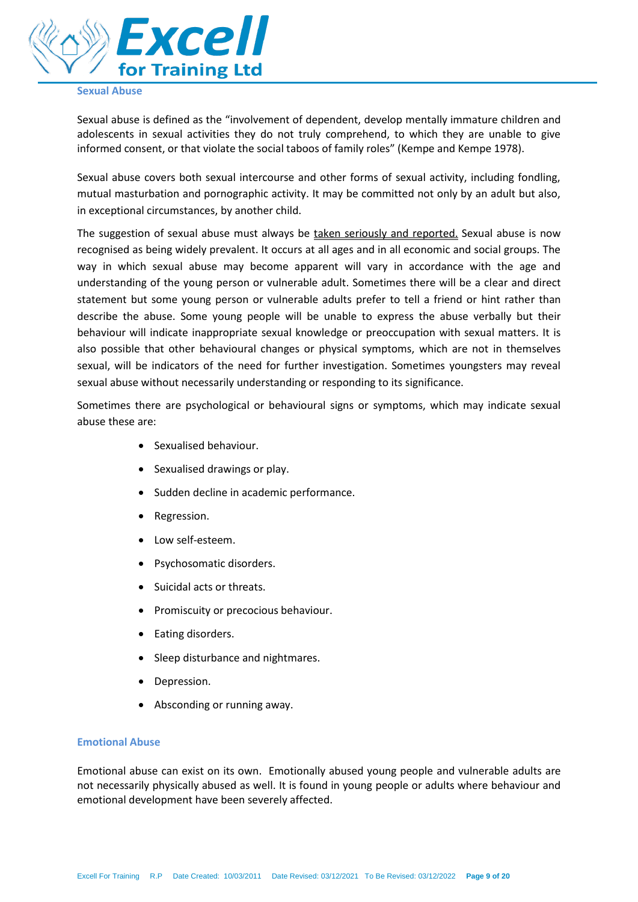## Sexual Abuse

Sexual abuse is defined as the "involvement of dependent, develop mentally immature children and adolescents in sexual activities they do not truly comprehend, to which they are unable to give informed consent, or that violate the social taboos of family roles" (Kempe and Kempe 1978).

Sexual abuse covers both sexual intercourse and other forms of sexual activity, including fondling, mutual masturbation and pornographic activity. It may be committed not only by an adult but also, in exceptional circumstances, by another child.

The suggestion of sexual abuse must always be <u>taken seriously and reported.</u> Sexual abuse is now recognised as being widely prevalent. It occurs at all ages and in all economic and social groups. The way in which sexual abuse may become apparent will vary in accordance with the age and understanding of the young person or vulnerable adult. Sometimes there will be a clear and direct statement but some young person or vulnerable adults prefer to tell a friend or hint rather than describe the abuse. Some young people will be unable to express the abuse verbally but their behaviour will indicate inappropriate sexual knowledge or preoccupation with sexual matters. It is also possible that other behavioural changes or physical symptoms, which are not in themselves sexual, will be indicators of the need for further investigation. Sometimes youngsters may reveal sexual abuse without necessarily understanding or responding to its significance.

Sometimes there are psychological or behavioural signs or symptoms, which may indicate sexual abuse these are:

- Sexualised behaviour.
- Sexualised drawings or play.
- Sudden decline in academic performance.
- Regression.
- Low self-esteem.
- Psychosomatic disorders.
- Suicidal acts or threats.
- Promiscuity or precocious behaviour.
- Eating disorders.
- Sleep disturbance and nightmares.
- Depression.
- Absconding or running away.

## Emotional Abuse

Emotional abuse can exist on its own. Emotionally abused young people and vulnerable adults are not necessarily physically abused as well. It is found in young people or adults where behaviour and emotional development have been severely affected.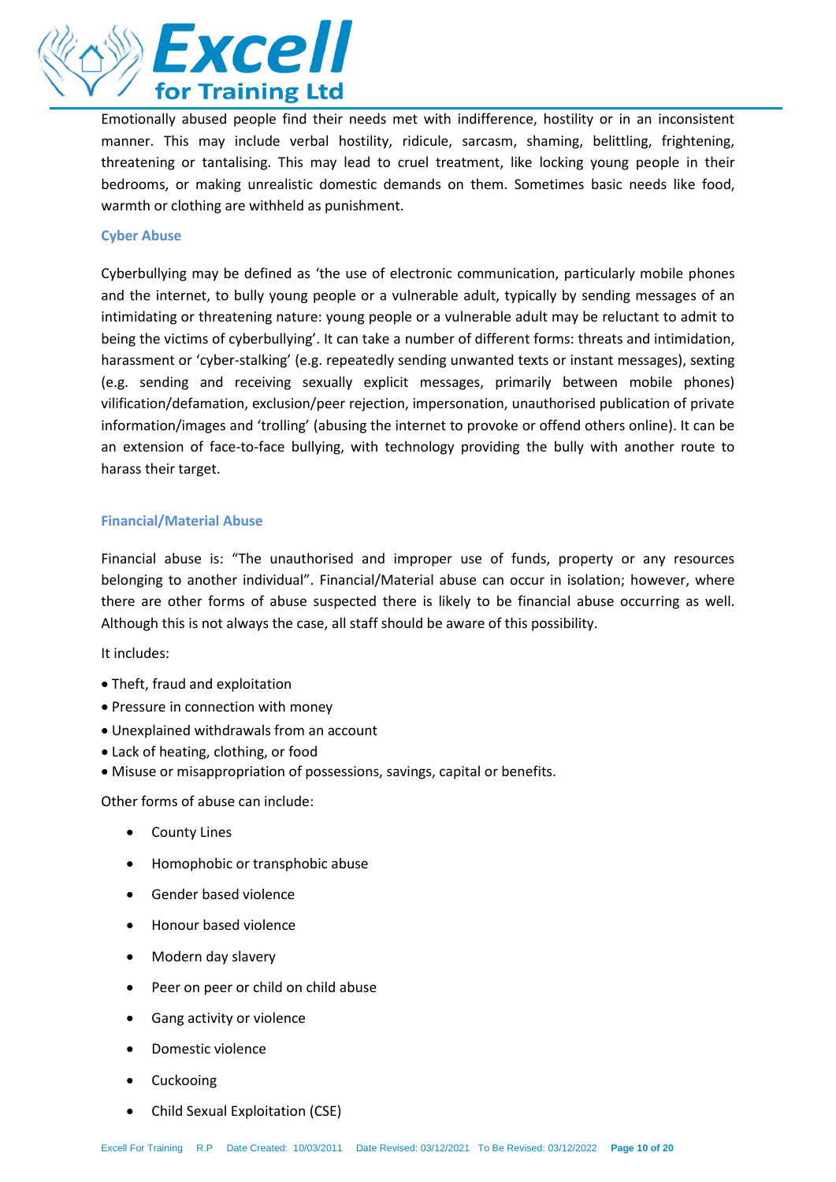Emotionally abused people find their needs met with indifference, hostility or in an inconsistent manner. This may include verbal hostility, ridicule, sarcasm, shaming, belittling, frightening, threatening or tantalising. This may lead to cruel treatment, like locking young people in their bedrooms, or making unrealistic domestic demands on them. Sometimes basic needs like food, warmth or clothing are withheld as punishment.

### Cyber Abuse

Cyberbullying may be defined as 'the use of electronic communication, particularly mobile phones and the internet, to bully young people or a vulnerable adult, typically by sending messages of an intimidating or threatening nature: young people or a vulnerable adult may be reluctant to admit to being the victims of cyberbullying'. It can take a number of different forms: threats and intimidation, harassment or 'cyber-stalking' (e.g. repeatedly sending unwanted texts or instant messages), sexting (e.g. sending and receiving sexually explicit messages, primarily between mobile phones) vilification/defamation, exclusion/peer rejection, impersonation, unauthorised publication of private information/images and 'trolling' (abusing the internet to provoke or offend others online). It can be an extension of face-to-face bullying, with technology providing the bully with another route to harass their target.

### Financial/Material Abuse

Financial abuse is: "The unauthorised and improper use of funds, property or any resources belonging to another individual". Financial/Material abuse can occur in isolation; however, where there are other forms of abuse suspected there is likely to be financial abuse occurring as well. Although this is not always the case, all staff should be aware of this possibility.

It includes:

- Theft, fraud and exploitation
- Pressure in connection with money
- Unexplained withdrawals from an account
- Lack of heating, clothing, or food
- Misuse or misappropriation of possessions, savings, capital or benefits.

Other forms of abuse can include:

- County Lines
- Homophobic or transphobic abuse
- Gender based violence
- Honour based violence
- Modern day slavery
- Peer on peer or child on child abuse
- Gang activity or violence
- Domestic violence
- Cuckooing
- Child Sexual Exploitation (CSE)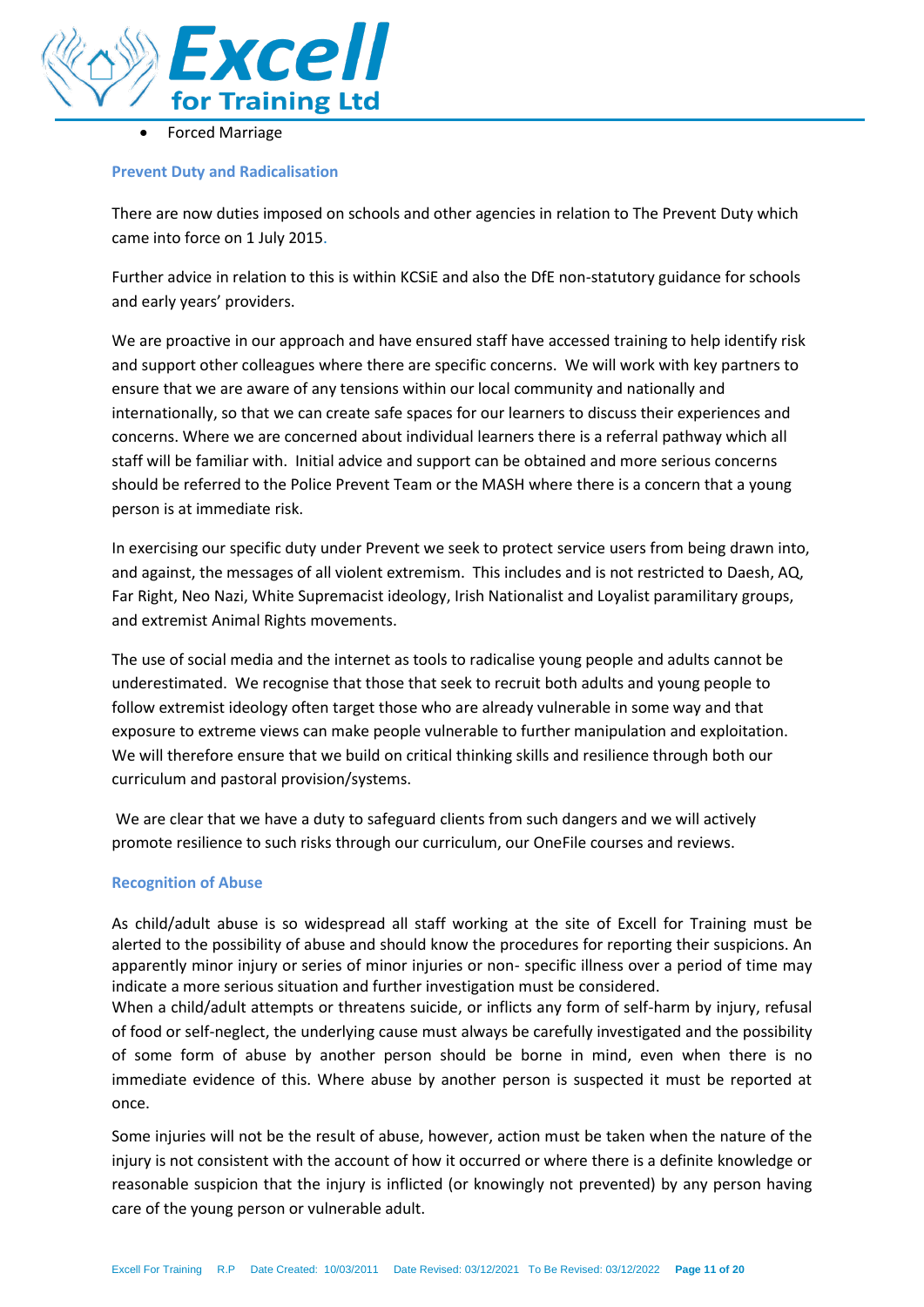- Forced Marriage

### Prevent Duty and Radicalisation

There are now duties imposed on schools and other agencies in relation to The Prevent Duty which came into force on 1 July 2015.

Further advice in relation to this is within KCSiE and also the DfE non-statutory guidance for schools and early years' providers.

We are proactive in our approach and have ensured staff have accessed training to help identify risk and support other colleagues where there are specific concerns. We will work with key partners to ensure that we are aware of any tensions within our local community and nationally and internationally, so that we can create safe spaces for our learners to discuss their experiences and concerns. Where we are concerned about individual learners there is a referral pathway which all staff will be familiar with. Initial advice and support can be obtained and more serious concerns should be referred to the Police Prevent Team or the MASH where there is a concern that a young person is at immediate risk.

In exercising our specific duty under Prevent we seek to protect service users from being drawn into, and against, the messages of all violent extremism. This includes and is not restricted to Daesh, AQ, Far Right, Neo Nazi, White Supremacist ideology, Irish Nationalist and Loyalist paramilitary groups, and extremist Animal Rights movements.

The use of social media and the internet as tools to radicalise young people and adults cannot be underestimated. We recognise that those that seek to recruit both adults and young people to follow extremist ideology often target those who are already vulnerable in some way and that exposure to extreme views can make people vulnerable to further manipulation and exploitation. We will therefore ensure that we build on critical thinking skills and resilience through both our curriculum and pastoral provision/systems.

We are clear that we have a duty to safeguard clients from such dangers and we will actively promote resilience to such risks through our curriculum, our OneFile courses and reviews.

### Recognition of Abuse

As child/adult abuse is so widespread all staff working at the site of Excell for Training must be alerted to the possibility of abuse and should know the procedures for reporting their suspicions. An apparently minor injury or series of minor injuries or non- specific illness over a period of time may indicate a more serious situation and further investigation must be considered.

When a child/adult attempts or threatens suicide, or inflicts any form of self-harm by injury, refusal of food or self-neglect, the underlying cause must always be carefully investigated and the possibility of some form of abuse by another person should be borne in mind, even when there is no immediate evidence of this. Where abuse by another person is suspected it must be reported at once.

Some injuries will not be the result of abuse, however, action must be taken when the nature of the injury is not consistent with the account of how it occurred or where there is a definite knowledge or reasonable suspicion that the injury is inflicted (or knowingly not prevented) by any person having care of the young person or vulnerable adult.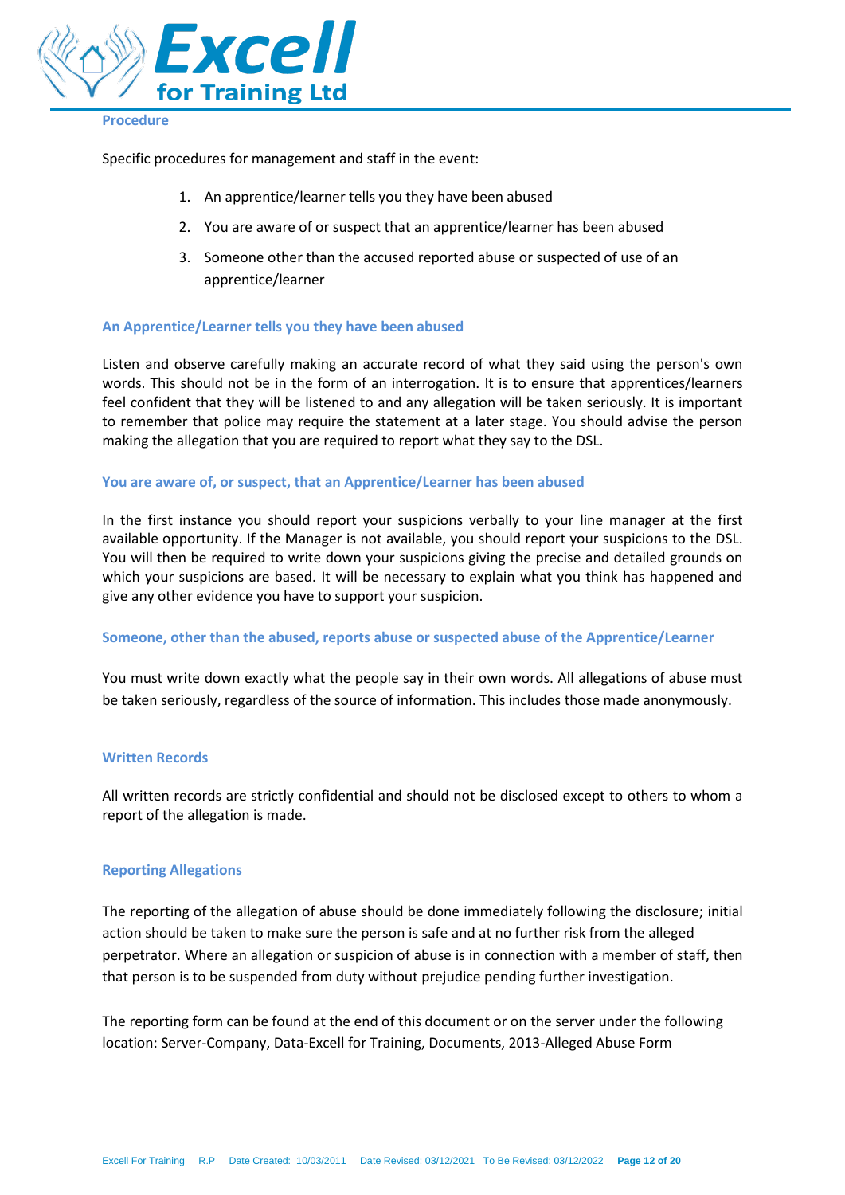## Procedure

Specific procedures for management and staff in the event:

1. An apprentice/learner tells you they have been abused
2. You are aware of or suspect that an apprentice/learner has been abused
3. Someone other than the accused reported abuse or suspected of use of an apprentice/learner

### An Apprentice/Learner tells you they have been abused

Listen and observe carefully making an accurate record of what they said using the person's own words. This should not be in the form of an interrogation. It is to ensure that apprentices/learners feel confident that they will be listened to and any allegation will be taken seriously. It is important to remember that police may require the statement at a later stage. You should advise the person making the allegation that you are required to report what they say to the DSL.

### You are aware of, or suspect, that an Apprentice/Learner has been abused

In the first instance you should report your suspicions verbally to your line manager at the first available opportunity. If the Manager is not available, you should report your suspicions to the DSL. You will then be required to write down your suspicions giving the precise and detailed grounds on which your suspicions are based. It will be necessary to explain what you think has happened and give any other evidence you have to support your suspicion.

### Someone, other than the abused, reports abuse or suspected abuse of the Apprentice/Learner

You must write down exactly what the people say in their own words. All allegations of abuse must be taken seriously, regardless of the source of information. This includes those made anonymously.

### Written Records

All written records are strictly confidential and should not be disclosed except to others to whom a report of the allegation is made.

### Reporting Allegations

The reporting of the allegation of abuse should be done immediately following the disclosure; initial action should be taken to make sure the person is safe and at no further risk from the alleged perpetrator. Where an allegation or suspicion of abuse is in connection with a member of staff, then that person is to be suspended from duty without prejudice pending further investigation.

The reporting form can be found at the end of this document or on the server under the following location: Server-Company, Data-Excell for Training, Documents, 2013-Alleged Abuse Form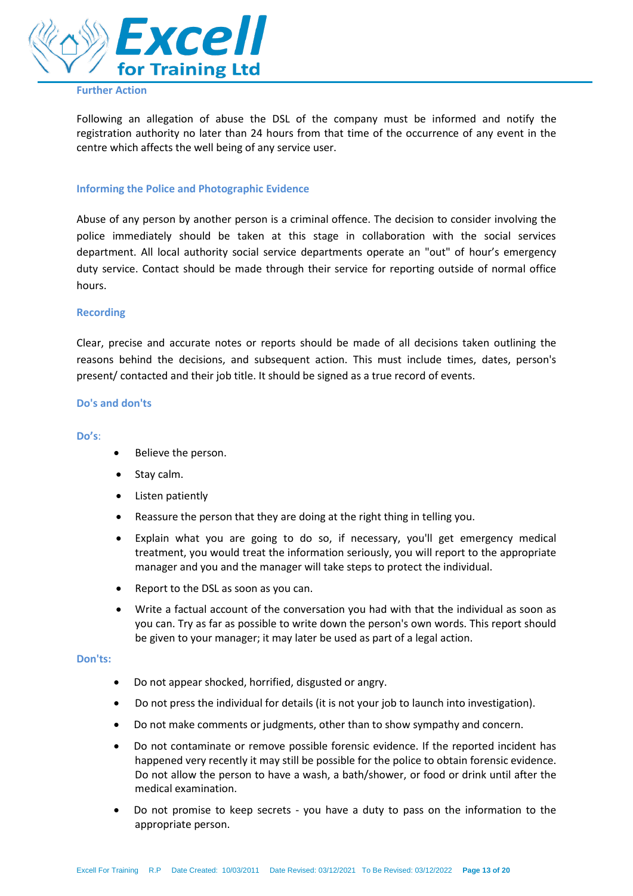### Further Action

Following an allegation of abuse the DSL of the company must be informed and notify the registration authority no later than 24 hours from that time of the occurrence of any event in the centre which affects the well being of any service user.

### Informing the Police and Photographic Evidence

Abuse of any person by another person is a criminal offence. The decision to consider involving the police immediately should be taken at this stage in collaboration with the social services department. All local authority social service departments operate an "out" of hour's emergency duty service. Contact should be made through their service for reporting outside of normal office hours.

### Recording

Clear, precise and accurate notes or reports should be made of all decisions taken outlining the reasons behind the decisions, and subsequent action. This must include times, dates, person's present/ contacted and their job title. It should be signed as a true record of events.

### Do's and don'ts

#### Do's:

- Believe the person.
- Stay calm.
- Listen patiently
- Reassure the person that they are doing at the right thing in telling you.
- Explain what you are going to do so, if necessary, you'll get emergency medical treatment, you would treat the information seriously, you will report to the appropriate manager and you and the manager will take steps to protect the individual.
- Report to the DSL as soon as you can.
- Write a factual account of the conversation you had with that the individual as soon as you can. Try as far as possible to write down the person's own words. This report should be given to your manager; it may later be used as part of a legal action.

#### Don'ts:

- Do not appear shocked, horrified, disgusted or angry.
- Do not press the individual for details (it is not your job to launch into investigation).
- Do not make comments or judgments, other than to show sympathy and concern.
- Do not contaminate or remove possible forensic evidence. If the reported incident has happened very recently it may still be possible for the police to obtain forensic evidence. Do not allow the person to have a wash, a bath/shower, or food or drink until after the medical examination.
- Do not promise to keep secrets - you have a duty to pass on the information to the appropriate person.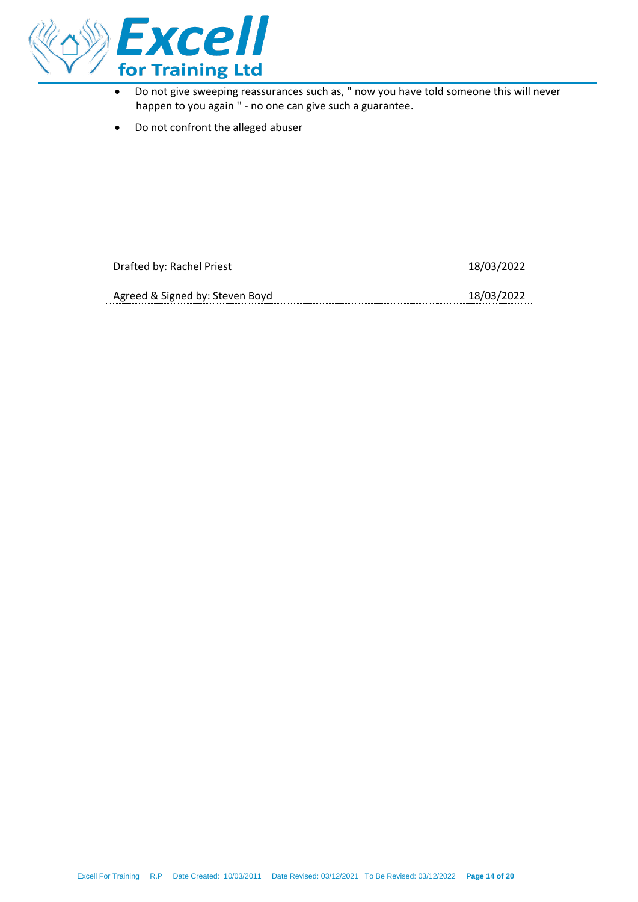- Do not give sweeping reassurances such as, " now you have told someone this will never happen to you again " - no one can give such a guarantee.
- Do not confront the alleged abuser

| | |
|---|---|
| Drafted by: Rachel Priest | 18/03/2022 |
| Agreed & Signed by: Steven Boyd | 18/03/2022 |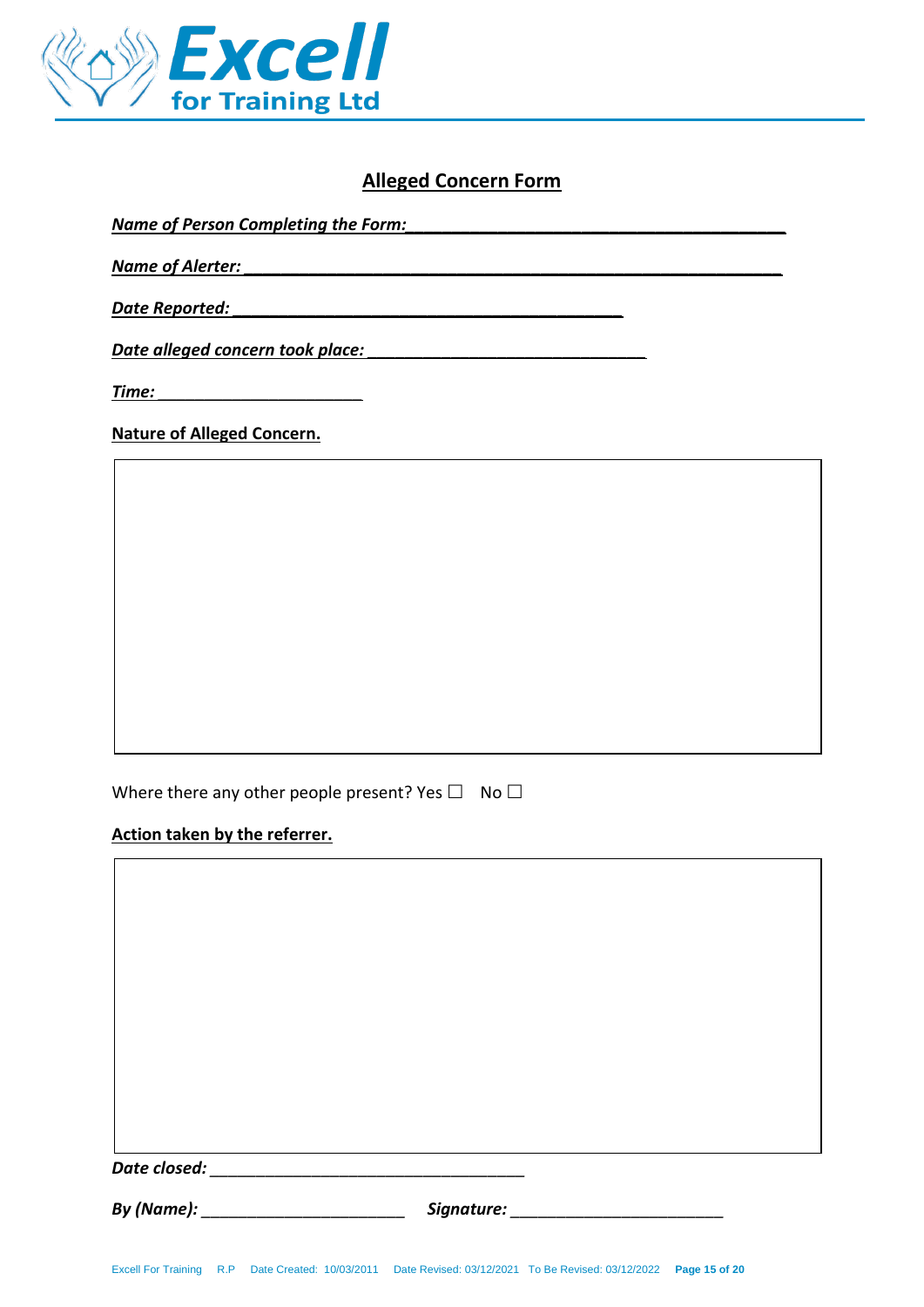## Alleged Concern Form

***Name of Person Completing the Form:*** ________________________________________

***Name of Alerter:*** ________________________________________________________

***Date Reported:*** __________________________________________

***Date alleged concern took place:*** ______________________________

***Time:*** ______________________

**Nature of Alleged Concern.**

|   |
|---|
|   |

Where there any other people present? Yes ☐  No ☐

**Action taken by the referrer.**

|   |
|---|
|   |

***Date closed:*** __________________________________

***By (Name):*** ______________________  ***Signature:*** _______________________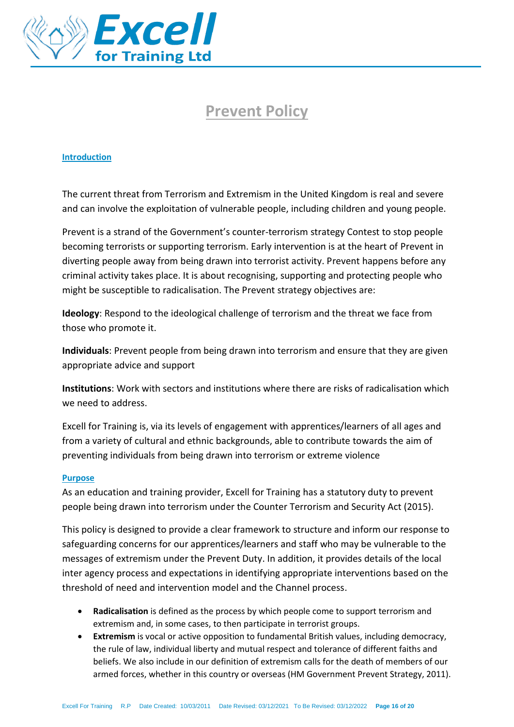# Prevent Policy

## Introduction

The current threat from Terrorism and Extremism in the United Kingdom is real and severe and can involve the exploitation of vulnerable people, including children and young people.

Prevent is a strand of the Government's counter-terrorism strategy Contest to stop people becoming terrorists or supporting terrorism. Early intervention is at the heart of Prevent in diverting people away from being drawn into terrorist activity. Prevent happens before any criminal activity takes place. It is about recognising, supporting and protecting people who might be susceptible to radicalisation. The Prevent strategy objectives are:

**Ideology**: Respond to the ideological challenge of terrorism and the threat we face from those who promote it.

**Individuals**: Prevent people from being drawn into terrorism and ensure that they are given appropriate advice and support

**Institutions**: Work with sectors and institutions where there are risks of radicalisation which we need to address.

Excell for Training is, via its levels of engagement with apprentices/learners of all ages and from a variety of cultural and ethnic backgrounds, able to contribute towards the aim of preventing individuals from being drawn into terrorism or extreme violence

## Purpose

As an education and training provider, Excell for Training has a statutory duty to prevent people being drawn into terrorism under the Counter Terrorism and Security Act (2015).

This policy is designed to provide a clear framework to structure and inform our response to safeguarding concerns for our apprentices/learners and staff who may be vulnerable to the messages of extremism under the Prevent Duty. In addition, it provides details of the local inter agency process and expectations in identifying appropriate interventions based on the threshold of need and intervention model and the Channel process.

- **Radicalisation** is defined as the process by which people come to support terrorism and extremism and, in some cases, to then participate in terrorist groups.
- **Extremism** is vocal or active opposition to fundamental British values, including democracy, the rule of law, individual liberty and mutual respect and tolerance of different faiths and beliefs. We also include in our definition of extremism calls for the death of members of our armed forces, whether in this country or overseas (HM Government Prevent Strategy, 2011).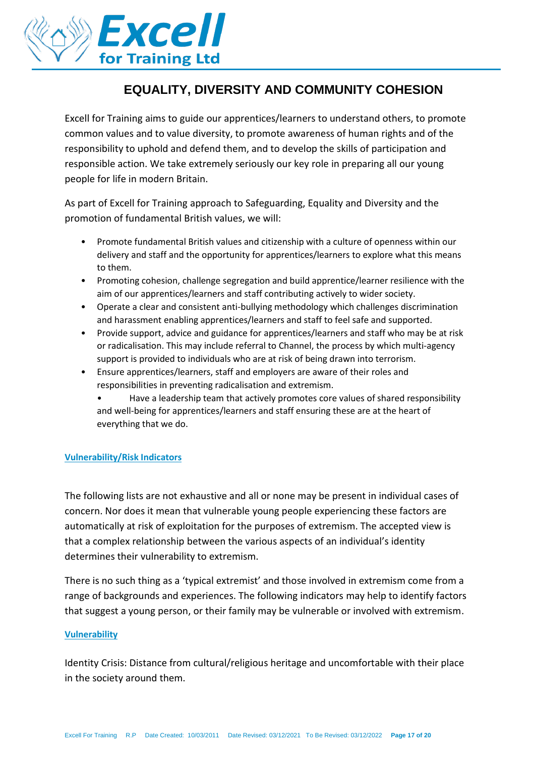## EQUALITY, DIVERSITY AND COMMUNITY COHESION

Excell for Training aims to guide our apprentices/learners to understand others, to promote common values and to value diversity, to promote awareness of human rights and of the responsibility to uphold and defend them, and to develop the skills of participation and responsible action. We take extremely seriously our key role in preparing all our young people for life in modern Britain.

As part of Excell for Training approach to Safeguarding, Equality and Diversity and the promotion of fundamental British values, we will:

- Promote fundamental British values and citizenship with a culture of openness within our delivery and staff and the opportunity for apprentices/learners to explore what this means to them.
- Promoting cohesion, challenge segregation and build apprentice/learner resilience with the aim of our apprentices/learners and staff contributing actively to wider society.
- Operate a clear and consistent anti-bullying methodology which challenges discrimination and harassment enabling apprentices/learners and staff to feel safe and supported.
- Provide support, advice and guidance for apprentices/learners and staff who may be at risk or radicalisation. This may include referral to Channel, the process by which multi-agency support is provided to individuals who are at risk of being drawn into terrorism.
- Ensure apprentices/learners, staff and employers are aware of their roles and responsibilities in preventing radicalisation and extremism.
- Have a leadership team that actively promotes core values of shared responsibility and well-being for apprentices/learners and staff ensuring these are at the heart of everything that we do.

### Vulnerability/Risk Indicators

The following lists are not exhaustive and all or none may be present in individual cases of concern. Nor does it mean that vulnerable young people experiencing these factors are automatically at risk of exploitation for the purposes of extremism. The accepted view is that a complex relationship between the various aspects of an individual's identity determines their vulnerability to extremism.

There is no such thing as a 'typical extremist' and those involved in extremism come from a range of backgrounds and experiences. The following indicators may help to identify factors that suggest a young person, or their family may be vulnerable or involved with extremism.

### Vulnerability

Identity Crisis: Distance from cultural/religious heritage and uncomfortable with their place in the society around them.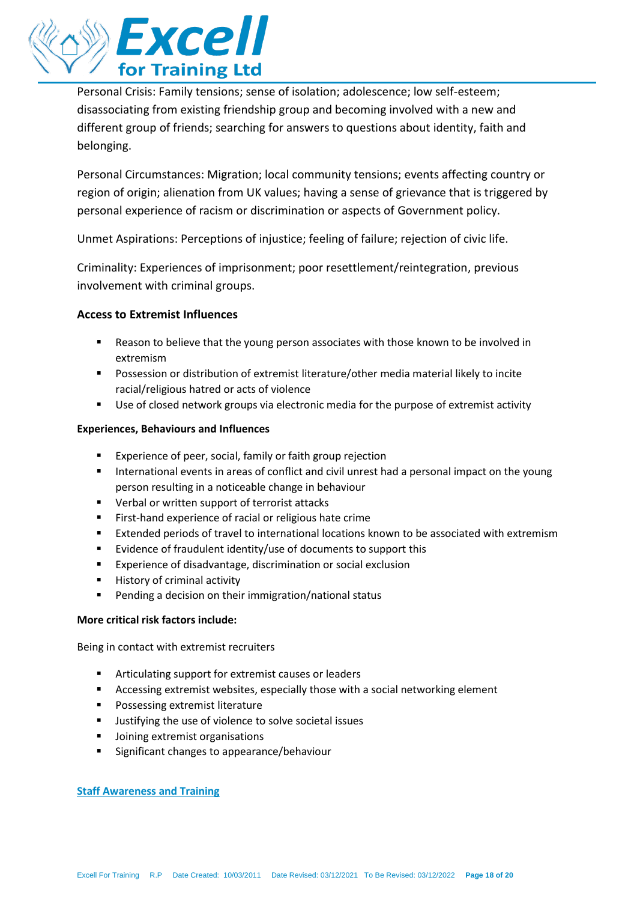Personal Crisis: Family tensions; sense of isolation; adolescence; low self-esteem; disassociating from existing friendship group and becoming involved with a new and different group of friends; searching for answers to questions about identity, faith and belonging.

Personal Circumstances: Migration; local community tensions; events affecting country or region of origin; alienation from UK values; having a sense of grievance that is triggered by personal experience of racism or discrimination or aspects of Government policy.

Unmet Aspirations: Perceptions of injustice; feeling of failure; rejection of civic life.

Criminality: Experiences of imprisonment; poor resettlement/reintegration, previous involvement with criminal groups.

**Access to Extremist Influences**

- Reason to believe that the young person associates with those known to be involved in extremism
- Possession or distribution of extremist literature/other media material likely to incite racial/religious hatred or acts of violence
- Use of closed network groups via electronic media for the purpose of extremist activity

**Experiences, Behaviours and Influences**

- Experience of peer, social, family or faith group rejection
- International events in areas of conflict and civil unrest had a personal impact on the young person resulting in a noticeable change in behaviour
- Verbal or written support of terrorist attacks
- First-hand experience of racial or religious hate crime
- Extended periods of travel to international locations known to be associated with extremism
- Evidence of fraudulent identity/use of documents to support this
- Experience of disadvantage, discrimination or social exclusion
- History of criminal activity
- Pending a decision on their immigration/national status

**More critical risk factors include:**

Being in contact with extremist recruiters

- Articulating support for extremist causes or leaders
- Accessing extremist websites, especially those with a social networking element
- Possessing extremist literature
- Justifying the use of violence to solve societal issues
- Joining extremist organisations
- Significant changes to appearance/behaviour

**Staff Awareness and Training**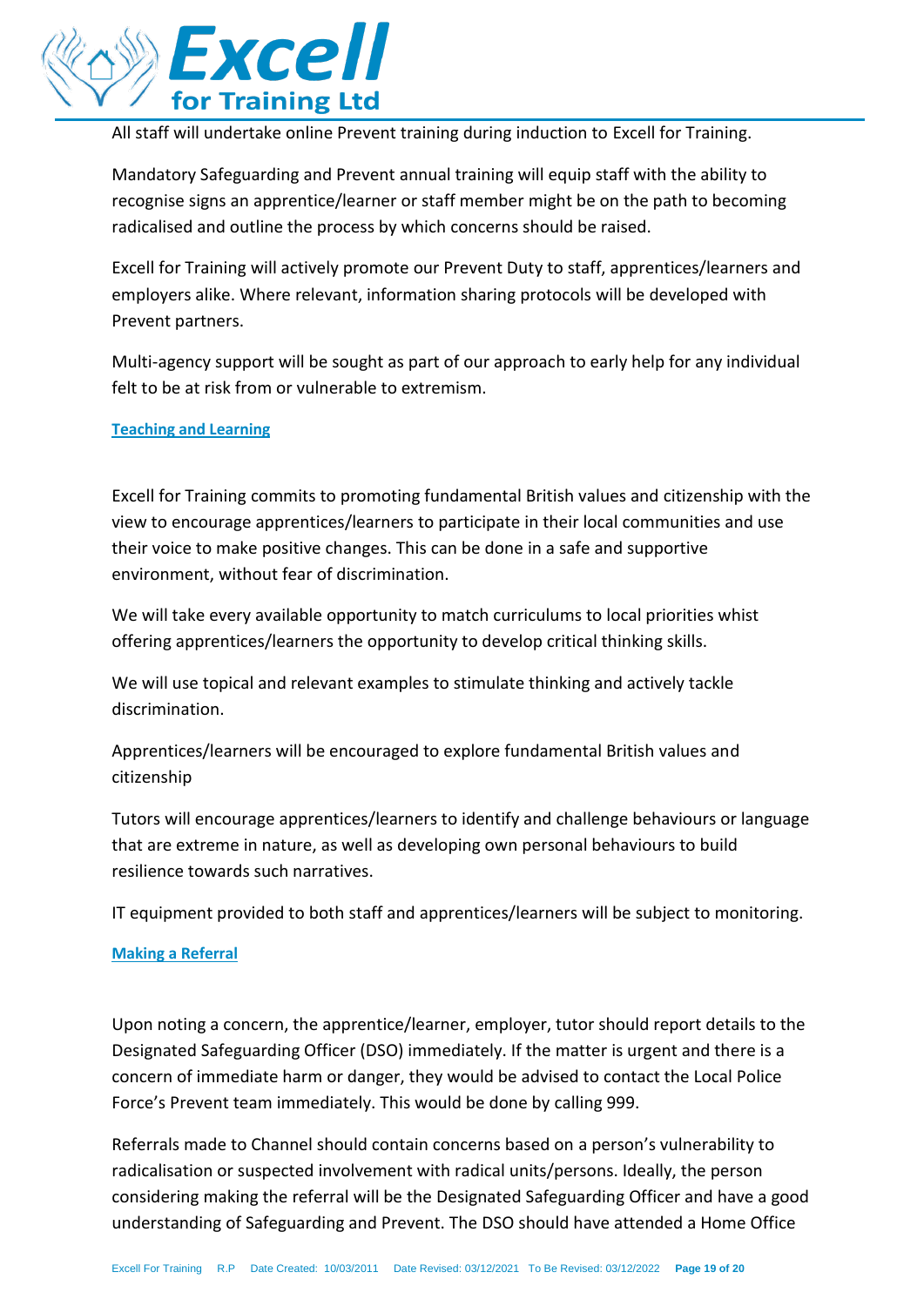All staff will undertake online Prevent training during induction to Excell for Training.

Mandatory Safeguarding and Prevent annual training will equip staff with the ability to recognise signs an apprentice/learner or staff member might be on the path to becoming radicalised and outline the process by which concerns should be raised.

Excell for Training will actively promote our Prevent Duty to staff, apprentices/learners and employers alike. Where relevant, information sharing protocols will be developed with Prevent partners.

Multi-agency support will be sought as part of our approach to early help for any individual felt to be at risk from or vulnerable to extremism.

### Teaching and Learning

Excell for Training commits to promoting fundamental British values and citizenship with the view to encourage apprentices/learners to participate in their local communities and use their voice to make positive changes. This can be done in a safe and supportive environment, without fear of discrimination.

We will take every available opportunity to match curriculums to local priorities whist offering apprentices/learners the opportunity to develop critical thinking skills.

We will use topical and relevant examples to stimulate thinking and actively tackle discrimination.

Apprentices/learners will be encouraged to explore fundamental British values and citizenship

Tutors will encourage apprentices/learners to identify and challenge behaviours or language that are extreme in nature, as well as developing own personal behaviours to build resilience towards such narratives.

IT equipment provided to both staff and apprentices/learners will be subject to monitoring.

### Making a Referral

Upon noting a concern, the apprentice/learner, employer, tutor should report details to the Designated Safeguarding Officer (DSO) immediately. If the matter is urgent and there is a concern of immediate harm or danger, they would be advised to contact the Local Police Force's Prevent team immediately. This would be done by calling 999.

Referrals made to Channel should contain concerns based on a person's vulnerability to radicalisation or suspected involvement with radical units/persons. Ideally, the person considering making the referral will be the Designated Safeguarding Officer and have a good understanding of Safeguarding and Prevent. The DSO should have attended a Home Office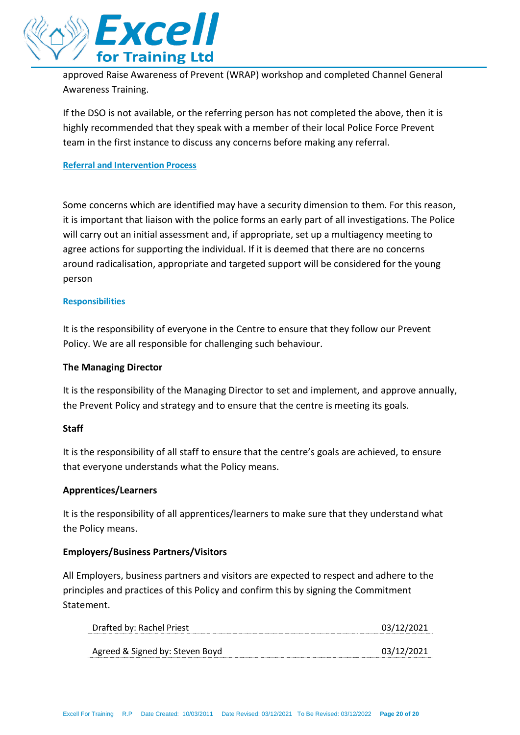approved Raise Awareness of Prevent (WRAP) workshop and completed Channel General Awareness Training.

If the DSO is not available, or the referring person has not completed the above, then it is highly recommended that they speak with a member of their local Police Force Prevent team in the first instance to discuss any concerns before making any referral.

**Referral and Intervention Process**

Some concerns which are identified may have a security dimension to them. For this reason, it is important that liaison with the police forms an early part of all investigations. The Police will carry out an initial assessment and, if appropriate, set up a multiagency meeting to agree actions for supporting the individual. If it is deemed that there are no concerns around radicalisation, appropriate and targeted support will be considered for the young person

**Responsibilities**

It is the responsibility of everyone in the Centre to ensure that they follow our Prevent Policy. We are all responsible for challenging such behaviour.

**The Managing Director**

It is the responsibility of the Managing Director to set and implement, and approve annually, the Prevent Policy and strategy and to ensure that the centre is meeting its goals.

**Staff**

It is the responsibility of all staff to ensure that the centre's goals are achieved, to ensure that everyone understands what the Policy means.

**Apprentices/Learners**

It is the responsibility of all apprentices/learners to make sure that they understand what the Policy means.

**Employers/Business Partners/Visitors**

All Employers, business partners and visitors are expected to respect and adhere to the principles and practices of this Policy and confirm this by signing the Commitment Statement.

| | |
|---|---|
| Drafted by: Rachel Priest | 03/12/2021 |
| Agreed & Signed by: Steven Boyd | 03/12/2021 |